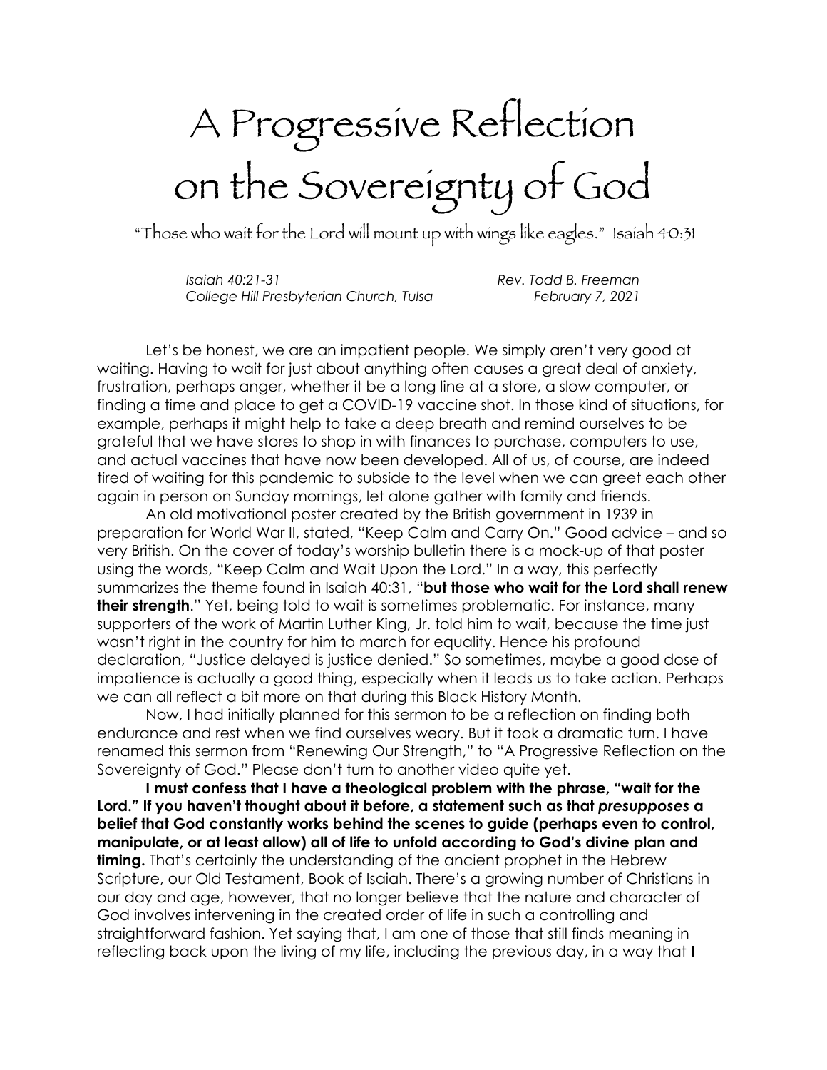# A Progressive Reflection on the Sovereignty of God

"Those who wait for the Lord will mount up with wings like eagles." Isaiah 40:31

*Isaiah 40:21-31* — *Rev. Todd B. Freeman*
*College Hill Presbyterian Church, Tulsa* — *February 7, 2021*

Let's be honest, we are an impatient people. We simply aren't very good at waiting. Having to wait for just about anything often causes a great deal of anxiety, frustration, perhaps anger, whether it be a long line at a store, a slow computer, or finding a time and place to get a COVID-19 vaccine shot. In those kind of situations, for example, perhaps it might help to take a deep breath and remind ourselves to be grateful that we have stores to shop in with finances to purchase, computers to use, and actual vaccines that have now been developed. All of us, of course, are indeed tired of waiting for this pandemic to subside to the level when we can greet each other again in person on Sunday mornings, let alone gather with family and friends.

An old motivational poster created by the British government in 1939 in preparation for World War II, stated, "Keep Calm and Carry On." Good advice – and so very British. On the cover of today's worship bulletin there is a mock-up of that poster using the words, "Keep Calm and Wait Upon the Lord." In a way, this perfectly summarizes the theme found in Isaiah 40:31, "**but those who wait for the Lord shall renew their strength**." Yet, being told to wait is sometimes problematic. For instance, many supporters of the work of Martin Luther King, Jr. told him to wait, because the time just wasn't right in the country for him to march for equality. Hence his profound declaration, "Justice delayed is justice denied." So sometimes, maybe a good dose of impatience is actually a good thing, especially when it leads us to take action. Perhaps we can all reflect a bit more on that during this Black History Month.

Now, I had initially planned for this sermon to be a reflection on finding both endurance and rest when we find ourselves weary. But it took a dramatic turn. I have renamed this sermon from "Renewing Our Strength," to "A Progressive Reflection on the Sovereignty of God." Please don't turn to another video quite yet.

**I must confess that I have a theological problem with the phrase, "wait for the Lord." If you haven't thought about it before, a statement such as that *presupposes* a belief that God constantly works behind the scenes to guide (perhaps even to control, manipulate, or at least allow) all of life to unfold according to God's divine plan and timing.** That's certainly the understanding of the ancient prophet in the Hebrew Scripture, our Old Testament, Book of Isaiah. There's a growing number of Christians in our day and age, however, that no longer believe that the nature and character of God involves intervening in the created order of life in such a controlling and straightforward fashion. Yet saying that, I am one of those that still finds meaning in reflecting back upon the living of my life, including the previous day, in a way that **I**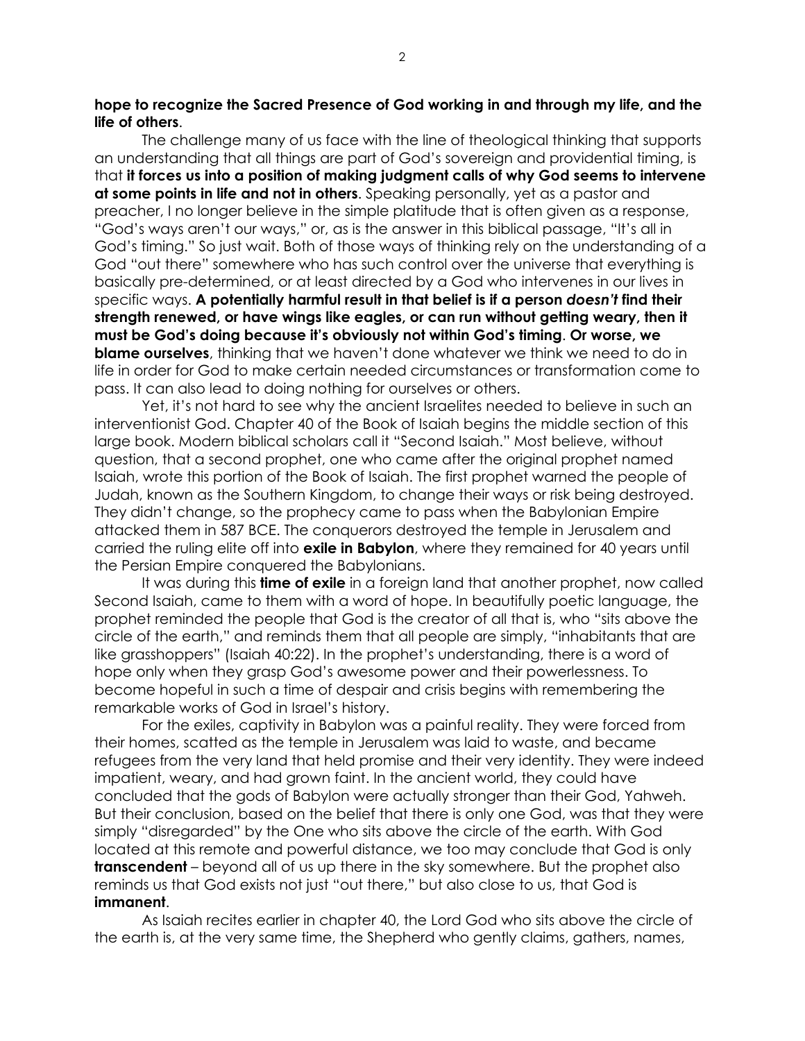**hope to recognize the Sacred Presence of God working in and through my life, and the life of others**.

The challenge many of us face with the line of theological thinking that supports an understanding that all things are part of God's sovereign and providential timing, is that **it forces us into a position of making judgment calls of why God seems to intervene at some points in life and not in others**. Speaking personally, yet as a pastor and preacher, I no longer believe in the simple platitude that is often given as a response, "God's ways aren't our ways," or, as is the answer in this biblical passage, "It's all in God's timing." So just wait. Both of those ways of thinking rely on the understanding of a God "out there" somewhere who has such control over the universe that everything is basically pre-determined, or at least directed by a God who intervenes in our lives in specific ways. **A potentially harmful result in that belief is if a person *doesn't* find their strength renewed, or have wings like eagles, or can run without getting weary, then it must be God's doing because it's obviously not within God's timing**. **Or worse, we blame ourselves**, thinking that we haven't done whatever we think we need to do in life in order for God to make certain needed circumstances or transformation come to pass. It can also lead to doing nothing for ourselves or others.

Yet, it's not hard to see why the ancient Israelites needed to believe in such an interventionist God. Chapter 40 of the Book of Isaiah begins the middle section of this large book. Modern biblical scholars call it "Second Isaiah." Most believe, without question, that a second prophet, one who came after the original prophet named Isaiah, wrote this portion of the Book of Isaiah. The first prophet warned the people of Judah, known as the Southern Kingdom, to change their ways or risk being destroyed. They didn't change, so the prophecy came to pass when the Babylonian Empire attacked them in 587 BCE. The conquerors destroyed the temple in Jerusalem and carried the ruling elite off into **exile in Babylon**, where they remained for 40 years until the Persian Empire conquered the Babylonians.

It was during this **time of exile** in a foreign land that another prophet, now called Second Isaiah, came to them with a word of hope. In beautifully poetic language, the prophet reminded the people that God is the creator of all that is, who "sits above the circle of the earth," and reminds them that all people are simply, "inhabitants that are like grasshoppers" (Isaiah 40:22). In the prophet's understanding, there is a word of hope only when they grasp God's awesome power and their powerlessness. To become hopeful in such a time of despair and crisis begins with remembering the remarkable works of God in Israel's history.

For the exiles, captivity in Babylon was a painful reality. They were forced from their homes, scattered as the temple in Jerusalem was laid to waste, and became refugees from the very land that held promise and their very identity. They were indeed impatient, weary, and had grown faint. In the ancient world, they could have concluded that the gods of Babylon were actually stronger than their God, Yahweh. But their conclusion, based on the belief that there is only one God, was that they were simply "disregarded" by the One who sits above the circle of the earth. With God located at this remote and powerful distance, we too may conclude that God is only **transcendent** – beyond all of us up there in the sky somewhere. But the prophet also reminds us that God exists not just "out there," but also close to us, that God is **immanent**.

As Isaiah recites earlier in chapter 40, the Lord God who sits above the circle of the earth is, at the very same time, the Shepherd who gently claims, gathers, names,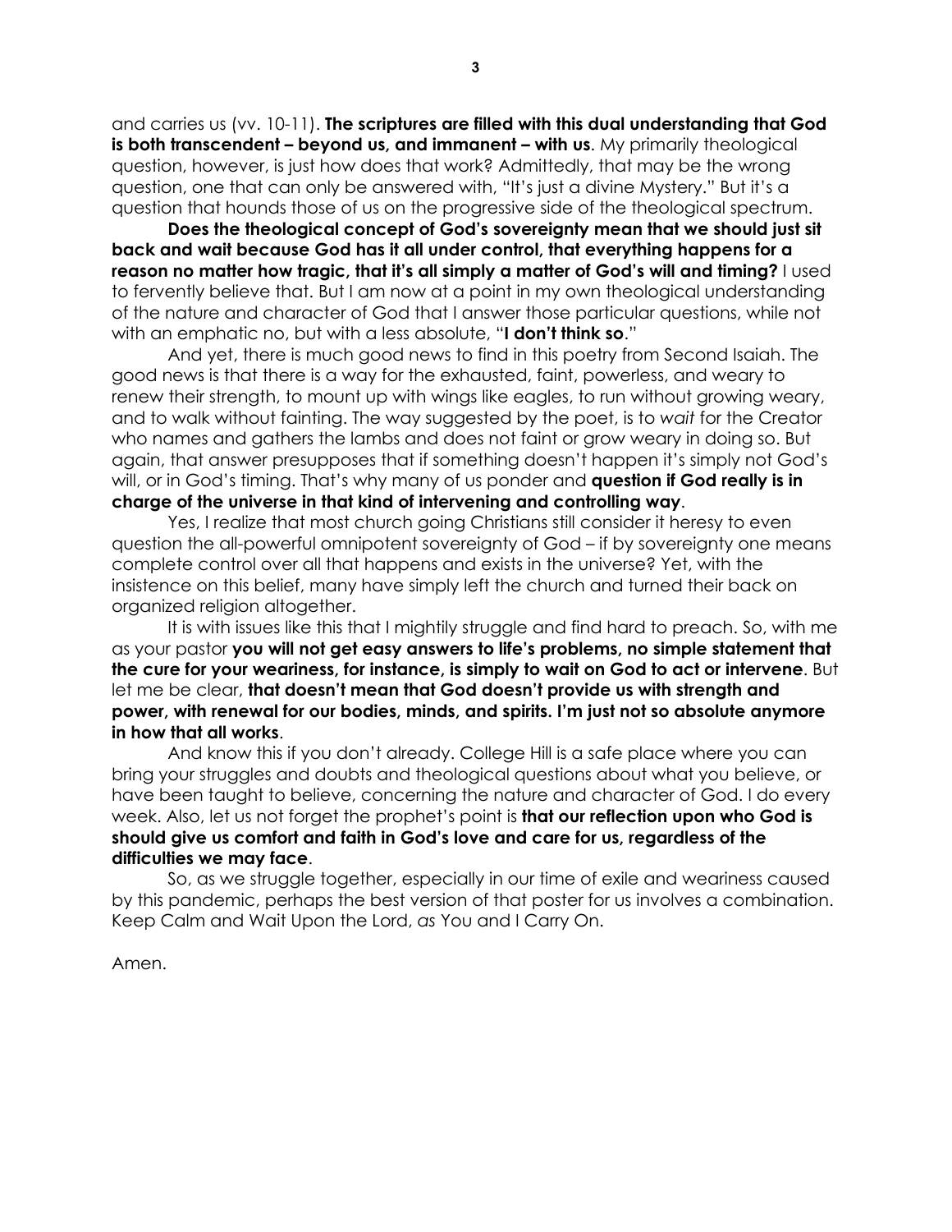and carries us (vv. 10-11). **The scriptures are filled with this dual understanding that God is both transcendent – beyond us, and immanent – with us**. My primarily theological question, however, is just how does that work? Admittedly, that may be the wrong question, one that can only be answered with, "It's just a divine Mystery." But it's a question that hounds those of us on the progressive side of the theological spectrum.

**Does the theological concept of God's sovereignty mean that we should just sit back and wait because God has it all under control, that everything happens for a reason no matter how tragic, that it's all simply a matter of God's will and timing?** I used to fervently believe that. But I am now at a point in my own theological understanding of the nature and character of God that I answer those particular questions, while not with an emphatic no, but with a less absolute, "**I don't think so**."

And yet, there is much good news to find in this poetry from Second Isaiah. The good news is that there is a way for the exhausted, faint, powerless, and weary to renew their strength, to mount up with wings like eagles, to run without growing weary, and to walk without fainting. The way suggested by the poet, is to *wait* for the Creator who names and gathers the lambs and does not faint or grow weary in doing so. But again, that answer presupposes that if something doesn't happen it's simply not God's will, or in God's timing. That's why many of us ponder and **question if God really is in charge of the universe in that kind of intervening and controlling way**.

Yes, I realize that most church going Christians still consider it heresy to even question the all-powerful omnipotent sovereignty of God – if by sovereignty one means complete control over all that happens and exists in the universe? Yet, with the insistence on this belief, many have simply left the church and turned their back on organized religion altogether.

It is with issues like this that I mightily struggle and find hard to preach. So, with me as your pastor **you will not get easy answers to life's problems, no simple statement that the cure for your weariness, for instance, is simply to wait on God to act or intervene**. But let me be clear, **that doesn't mean that God doesn't provide us with strength and power, with renewal for our bodies, minds, and spirits. I'm just not so absolute anymore in how that all works**.

And know this if you don't already. College Hill is a safe place where you can bring your struggles and doubts and theological questions about what you believe, or have been taught to believe, concerning the nature and character of God. I do every week. Also, let us not forget the prophet's point is **that our reflection upon who God is should give us comfort and faith in God's love and care for us, regardless of the difficulties we may face**.

So, as we struggle together, especially in our time of exile and weariness caused by this pandemic, perhaps the best version of that poster for us involves a combination. Keep Calm and Wait Upon the Lord, *as* You and I Carry On.

Amen.